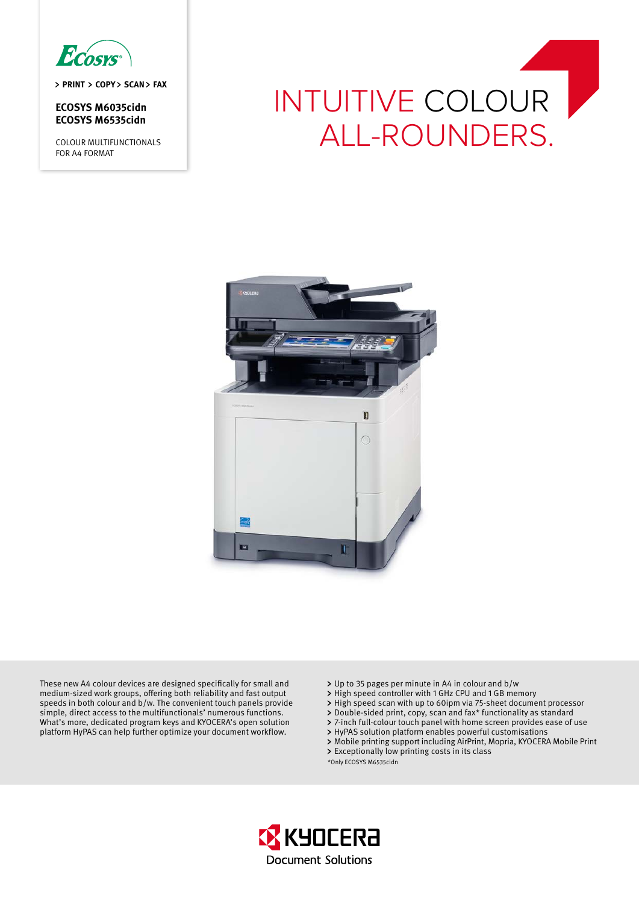ECOSYS

> PRINT > COPY > SCAN > FAX

**ECOSYS M6035cidn**
**ECOSYS M6535cidn**

COLOUR MULTIFUNCTIONALS FOR A4 FORMAT

# INTUITIVE COLOUR ALL-ROUNDERS.

These new A4 colour devices are designed specifically for small and medium-sized work groups, offering both reliability and fast output speeds in both colour and b/w. The convenient touch panels provide simple, direct access to the multifunctionals' numerous functions. What's more, dedicated program keys and KYOCERA's open solution platform HyPAS can help further optimize your document workflow.

- Up to 35 pages per minute in A4 in colour and b/w
- High speed controller with 1 GHz CPU and 1 GB memory
- High speed scan with up to 60ipm via 75-sheet document processor
- Double-sided print, copy, scan and fax* functionality as standard
- 7-inch full-colour touch panel with home screen provides ease of use
- HyPAS solution platform enables powerful customisations
- Mobile printing support including AirPrint, Mopria, KYOCERA Mobile Print
- Exceptionally low printing costs in its class

*Only ECOSYS M6535cidn

KYOCERA Document Solutions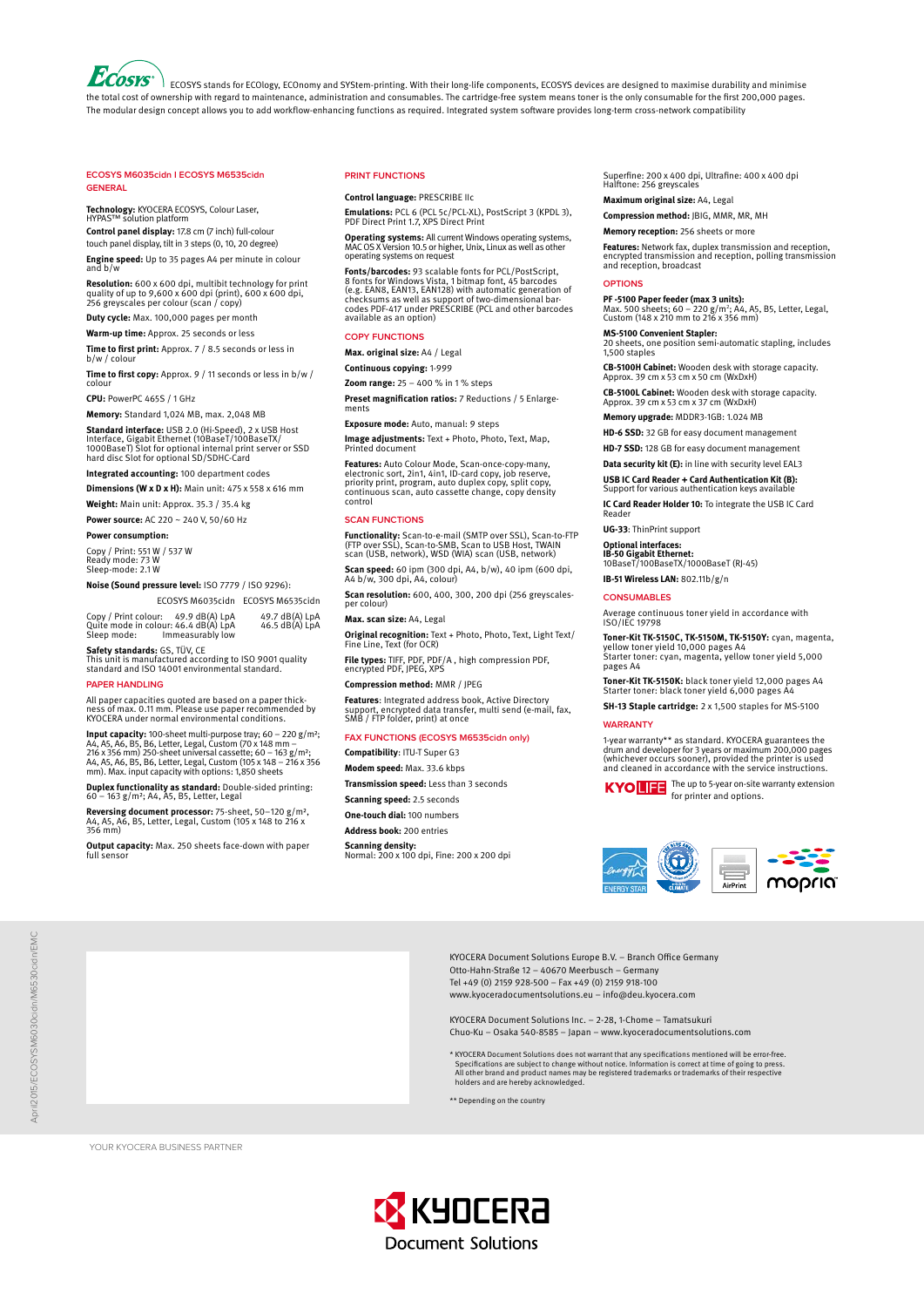ECOSYS stands for ECOlogy, ECOnomy and SYStem-printing. With their long-life components, ECOSYS devices are designed to maximise durability and minimise the total cost of ownership with regard to maintenance, administration and consumables. The cartridge-free system means toner is the only consumable for the first 200,000 pages. The modular design concept allows you to add workflow-enhancing functions as required. Integrated system software provides long-term cross-network compatibility

## ECOSYS M6035cidn I ECOSYS M6535cidn

### GENERAL

**Technology:** KYOCERA ECOSYS, Colour Laser, HYPAS™ solution platform

**Control panel display:** 17.8 cm (7 inch) full-colour touch panel display, tilt in 3 steps (0, 10, 20 degree)

**Engine speed:** Up to 35 pages A4 per minute in colour and b/w

**Resolution:** 600 x 600 dpi, multibit technology for print quality of up to 9,600 x 600 dpi (print), 600 x 600 dpi, 256 greyscales per colour (scan / copy)

**Duty cycle:** Max. 100,000 pages per month

**Warm-up time:** Approx. 25 seconds or less

**Time to first print:** Approx. 7 / 8.5 seconds or less in b/w / colour

**Time to first copy:** Approx. 9 / 11 seconds or less in b/w / colour

**CPU:** PowerPC 465S / 1 GHz

**Memory:** Standard 1,024 MB, max. 2,048 MB

**Standard interface:** USB 2.0 (Hi-Speed), 2 x USB Host Interface, Gigabit Ethernet (10BaseT/100BaseTX/1000BaseT) Slot for optional internal print server or SSD hard disc Slot for optional SD/SDHC-Card

**Integrated accounting:** 100 department codes

**Dimensions (W x D x H):** Main unit: 475 x 558 x 616 mm

**Weight:** Main unit: Approx. 35.3 / 35.4 kg

**Power source:** AC 220 ~ 240 V, 50/60 Hz

**Power consumption:**

Copy / Print: 551 W / 537 W
Ready mode: 73 W
Sleep-mode: 2.1 W

**Noise (Sound pressure level:** ISO 7779 / ISO 9296):

| | ECOSYS M6035cidn | ECOSYS M6535cidn |
|---|---|---|
| Copy / Print colour: | 49.9 dB(A) LpA | 49.7 dB(A) LpA |
| Quite mode in colour: | 46.4 dB(A) LpA | 46.5 dB(A) LpA |
| Sleep mode: | Immeasurably low | |

**Safety standards:** GS, TÜV, CE
This unit is manufactured according to ISO 9001 quality standard and ISO 14001 environmental standard.

### PAPER HANDLING

All paper capacities quoted are based on a paper thickness of max. 0.11 mm. Please use paper recommended by KYOCERA under normal environmental conditions.

**Input capacity:** 100-sheet multi-purpose tray; 60 – 220 g/m²; A4, A5, A6, B5, B6, Letter, Legal, Custom (70 x 148 mm – 216 x 356 mm) 250-sheet universal cassette; 60 – 163 g/m²; A4, A5, A6, B5, B6, Letter, Legal, Custom (105 x 148 – 216 x 356 mm). Max. input capacity with options: 1,850 sheets

**Duplex functionality as standard:** Double-sided printing: 60 – 163 g/m²; A4, A5, B5, Letter, Legal

**Reversing document processor:** 75-sheet, 50–120 g/m², A4, A5, A6, B5, Letter, Legal, Custom (105 x 148 to 216 x 356 mm)

**Output capacity:** Max. 250 sheets face-down with paper full sensor

### PRINT FUNCTIONS

**Control language:** PRESCRIBE IIc

**Emulations:** PCL 6 (PCL 5c/PCL-XL), PostScript 3 (KPDL 3), PDF Direct Print 1.7, XPS Direct Print

**Operating systems:** All current Windows operating systems, MAC OS X Version 10.5 or higher, Unix, Linux as well as other operating systems on request

**Fonts/barcodes:** 93 scalable fonts for PCL/PostScript, 8 fonts for Windows Vista, 1 bitmap font, 45 barcodes (e.g. EAN8, EAN13, EAN128) with automatic generation of checksums as well as support of two-dimensional barcodes PDF-417 under PRESCRIBE (PCL and other barcodes available as an option)

### COPY FUNCTIONS

**Max. original size:** A4 / Legal

**Continuous copying:** 1-999

**Zoom range:** 25 – 400 % in 1 % steps

**Preset magnification ratios:** 7 Reductions / 5 Enlargements

**Exposure mode:** Auto, manual: 9 steps

**Image adjustments:** Text + Photo, Photo, Text, Map, Printed document

**Features:** Auto Colour Mode, Scan-once-copy-many, electronic sort, 2in1, 4in1, ID-card copy, job reserve, priority print, program, auto duplex copy, split copy, continuous scan, auto cassette change, copy density control

### SCAN FUNCTIONS

**Functionality:** Scan-to-e-mail (SMTP over SSL), Scan-to-FTP (FTP over SSL), Scan-to-SMB, Scan to USB Host, TWAIN scan (USB, network), WSD (WIA) scan (USB, network)

**Scan speed:** 60 ipm (300 dpi, A4, b/w), 40 ipm (600 dpi, A4 b/w, 300 dpi, A4, colour)

**Scan resolution:** 600, 400, 300, 200 dpi (256 greyscales-per colour)

**Max. scan size:** A4, Legal

**Original recognition:** Text + Photo, Photo, Text, Light Text/Fine Line, Text (for OCR)

**File types:** TIFF, PDF, PDF/A , high compression PDF, encrypted PDF, JPEG, XPS

**Compression method:** MMR / JPEG

**Features**: Integrated address book, Active Directory support, encrypted data transfer, multi send (e-mail, fax, SMB / FTP folder, print) at once

### FAX FUNCTIONS (ECOSYS M6535cidn only)

**Compatibility**: ITU-T Super G3

**Modem speed:** Max. 33.6 kbps

**Transmission speed:** Less than 3 seconds

**Scanning speed:** 2.5 seconds

**One-touch dial:** 100 numbers

**Address book:** 200 entries

**Scanning density:**
Normal: 200 x 100 dpi, Fine: 200 x 200 dpi
Superfine: 200 x 400 dpi, Ultrafine: 400 x 400 dpi
Halftone: 256 greyscales

**Maximum original size:** A4, Legal

**Compression method:** JBIG, MMR, MR, MH

**Memory reception:** 256 sheets or more

**Features:** Network fax, duplex transmission and reception, encrypted transmission and reception, polling transmission and reception, broadcast

### OPTIONS

**PF -5100 Paper feeder (max 3 units):**
Max. 500 sheets; 60 – 220 g/m²; A4, A5, B5, Letter, Legal, Custom (148 x 210 mm to 216 x 356 mm)

**MS-5100 Convenient Stapler:**
20 sheets, one position semi-automatic stapling, includes 1,500 staples

**CB-5100H Cabinet:** Wooden desk with storage capacity. Approx. 39 cm x 53 cm x 50 cm (WxDxH)

**CB-5100L Cabinet:** Wooden desk with storage capacity. Approx. 39 cm x 53 cm x 37 cm (WxDxH)

**Memory upgrade:** MDDR3-1GB: 1.024 MB

**HD-6 SSD:** 32 GB for easy document management

**HD-7 SSD:** 128 GB for easy document management

**Data security kit (E):** in line with security level EAL3

**USB IC Card Reader + Card Authentication Kit (B):**
Support for various authentication keys available

**IC Card Reader Holder 10:** To integrate the USB IC Card Reader

**UG-33**: ThinPrint support

**Optional interfaces:**
**IB-50 Gigabit Ethernet:**
10BaseT/100BaseTX/1000BaseT (RJ-45)

**IB-51 Wireless LAN:** 802.11b/g/n

### CONSUMABLES

Average continuous toner yield in accordance with ISO/IEC 19798

**Toner-Kit TK-5150C, TK-5150M, TK-5150Y:** cyan, magenta, yellow toner yield 10,000 pages A4
Starter toner: cyan, magenta, yellow toner yield 5,000 pages A4

**Toner-Kit TK-5150K:** black toner yield 12,000 pages A4
Starter toner: black toner yield 6,000 pages A4

**SH-13 Staple cartridge:** 2 x 1,500 staples for MS-5100

### WARRANTY

1-year warranty** as standard. KYOCERA guarantees the drum and developer for 3 years or maximum 200,000 pages (whichever occurs sooner), provided the printer is used and cleaned in accordance with the service instructions.

KYOLIFE The up to 5-year on-site warranty extension for printer and options.

ENERGY STAR

AirPrint

mopria

KYOCERA Document Solutions Europe B.V. – Branch Office Germany
Otto-Hahn-Straße 12 – 40670 Meerbusch – Germany
Tel +49 (0) 2159 928-500 – Fax +49 (0) 2159 918-100
www.kyoceradocumentsolutions.eu – info@deu.kyocera.com

KYOCERA Document Solutions Inc. – 2-28, 1-Chome – Tamatsukuri
Chuo-Ku – Osaka 540-8585 – Japan – www.kyoceradocumentsolutions.com

\* KYOCERA Document Solutions does not warrant that any specifications mentioned will be error-free. Specifications are subject to change without notice. Information is correct at time of going to press. All other brand and product names may be registered trademarks or trademarks of their respective holders and are hereby acknowledged.

\*\* Depending on the country

April2015/ECOSYSM6030cidn/M6530cidn/EMC

YOUR KYOCERA BUSINESS PARTNER

KYOCERA Document Solutions